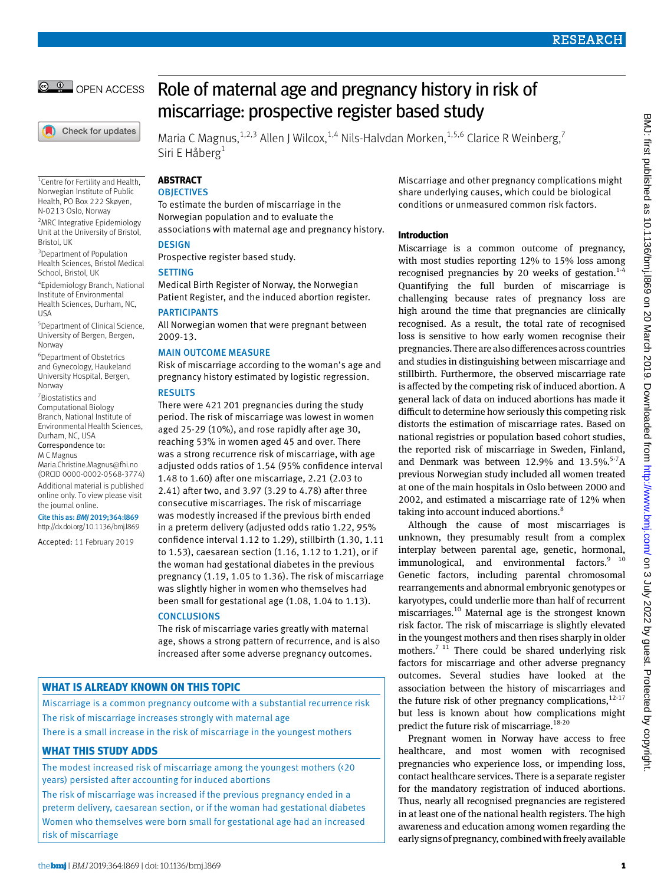# Role of maternal age and pregnancy history in risk of miscarriage: prospective register based study

Maria C Magnus,[1,2,3] Allen J Wilcox,[1,4] Nils-Halvdan Morken,[1,5,6] Clarice R Weinberg,[7] Siri E Håberg[1]

[1]Centre for Fertility and Health, Norwegian Institute of Public Health, PO Box 222 Skøyen, N-0213 Oslo, Norway

[2]MRC Integrative Epidemiology Unit at the University of Bristol, Bristol, UK

[3]Department of Population Health Sciences, Bristol Medical School, Bristol, UK

[4]Epidemiology Branch, National Institute of Environmental Health Sciences, Durham, NC, USA

[5]Department of Clinical Science, University of Bergen, Bergen, Norway

[6]Department of Obstetrics and Gynecology, Haukeland University Hospital, Bergen, Norway

[7]Biostatistics and Computational Biology Branch, National Institute of Environmental Health Sciences, Durham, NC, USA

Correspondence to: M C Magnus Maria.Christine.Magnus@fhi.no (ORCID 0000-0002-0568-3774)

Additional material is published online only. To view please visit the journal online.

Cite this as: *BMJ* 2019;364:l869 http://dx.doi.org/10.1136/bmj.l869

Accepted: 11 February 2019

## ABSTRACT

### OBJECTIVES

To estimate the burden of miscarriage in the Norwegian population and to evaluate the associations with maternal age and pregnancy history.

### DESIGN

Prospective register based study.

### SETTING

Medical Birth Register of Norway, the Norwegian Patient Register, and the induced abortion register.

### PARTICIPANTS

All Norwegian women that were pregnant between 2009-13.

### MAIN OUTCOME MEASURE

Risk of miscarriage according to the woman's age and pregnancy history estimated by logistic regression.

### RESULTS

There were 421 201 pregnancies during the study period. The risk of miscarriage was lowest in women aged 25-29 (10%), and rose rapidly after age 30, reaching 53% in women aged 45 and over. There was a strong recurrence risk of miscarriage, with age adjusted odds ratios of 1.54 (95% confidence interval 1.48 to 1.60) after one miscarriage, 2.21 (2.03 to 2.41) after two, and 3.97 (3.29 to 4.78) after three consecutive miscarriages. The risk of miscarriage was modestly increased if the previous birth ended in a preterm delivery (adjusted odds ratio 1.22, 95% confidence interval 1.12 to 1.29), stillbirth (1.30, 1.11 to 1.53), caesarean section (1.16, 1.12 to 1.21), or if the woman had gestational diabetes in the previous pregnancy (1.19, 1.05 to 1.36). The risk of miscarriage was slightly higher in women who themselves had been small for gestational age (1.08, 1.04 to 1.13).

### CONCLUSIONS

The risk of miscarriage varies greatly with maternal age, shows a strong pattern of recurrence, and is also increased after some adverse pregnancy outcomes. Miscarriage and other pregnancy complications might share underlying causes, which could be biological conditions or unmeasured common risk factors.

### WHAT IS ALREADY KNOWN ON THIS TOPIC

Miscarriage is a common pregnancy outcome with a substantial recurrence risk

The risk of miscarriage increases strongly with maternal age

There is a small increase in the risk of miscarriage in the youngest mothers

### WHAT THIS STUDY ADDS

The modest increased risk of miscarriage among the youngest mothers (<20 years) persisted after accounting for induced abortions

The risk of miscarriage was increased if the previous pregnancy ended in a preterm delivery, caesarean section, or if the woman had gestational diabetes

Women who themselves were born small for gestational age had an increased risk of miscarriage

## Introduction

Miscarriage is a common outcome of pregnancy, with most studies reporting 12% to 15% loss among recognised pregnancies by 20 weeks of gestation.[1-4] Quantifying the full burden of miscarriage is challenging because rates of pregnancy loss are high around the time that pregnancies are clinically recognised. As a result, the total rate of recognised loss is sensitive to how early women recognise their pregnancies. There are also differences across countries and studies in distinguishing between miscarriage and stillbirth. Furthermore, the observed miscarriage rate is affected by the competing risk of induced abortion. A general lack of data on induced abortions has made it difficult to determine how seriously this competing risk distorts the estimation of miscarriage rates. Based on national registries or population based cohort studies, the reported risk of miscarriage in Sweden, Finland, and Denmark was between 12.9% and 13.5%.[5-7] A previous Norwegian study included all women treated at one of the main hospitals in Oslo between 2000 and 2002, and estimated a miscarriage rate of 12% when taking into account induced abortions.[8]

Although the cause of most miscarriages is unknown, they presumably result from a complex interplay between parental age, genetic, hormonal, immunological, and environmental factors.[9,10] Genetic factors, including parental chromosomal rearrangements and abnormal embryonic genotypes or karyotypes, could underlie more than half of recurrent miscarriages.[10] Maternal age is the strongest known risk factor. The risk of miscarriage is slightly elevated in the youngest mothers and then rises sharply in older mothers.[7,11] There could be shared underlying risk factors for miscarriage and other adverse pregnancy outcomes. Several studies have looked at the association between the history of miscarriages and the future risk of other pregnancy complications,[12-17] but less is known about how complications might predict the future risk of miscarriage.[18-20]

Pregnant women in Norway have access to free healthcare, and most women with recognised pregnancies who experience loss, or impending loss, contact healthcare services. There is a separate register for the mandatory registration of induced abortions. Thus, nearly all recognised pregnancies are registered in at least one of the national health registers. The high awareness and education among women regarding the early signs of pregnancy, combined with freely available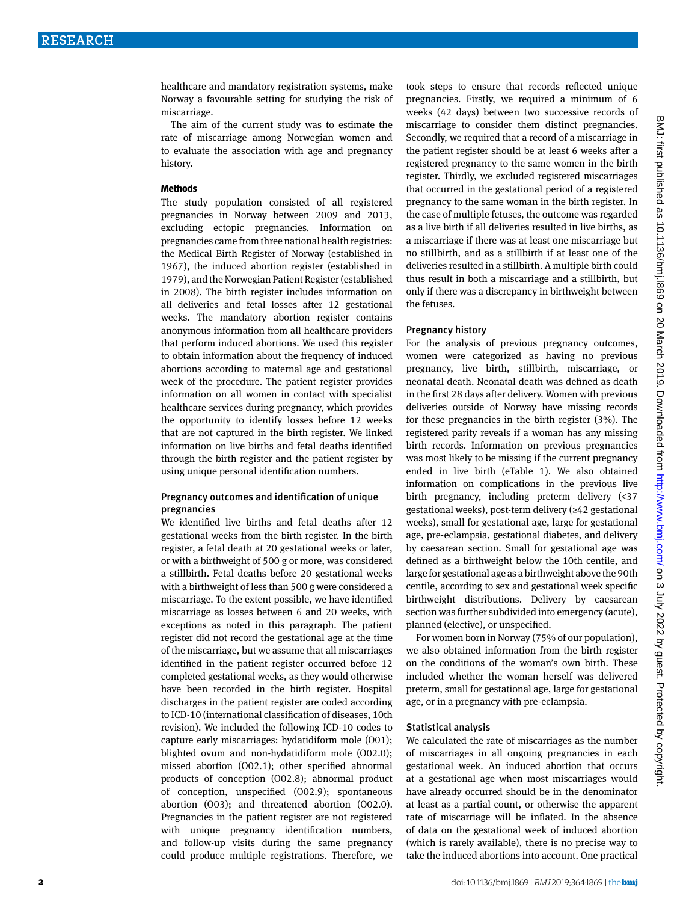healthcare and mandatory registration systems, make Norway a favourable setting for studying the risk of miscarriage.

The aim of the current study was to estimate the rate of miscarriage among Norwegian women and to evaluate the association with age and pregnancy history.

## Methods

The study population consisted of all registered pregnancies in Norway between 2009 and 2013, excluding ectopic pregnancies. Information on pregnancies came from three national health registries: the Medical Birth Register of Norway (established in 1967), the induced abortion register (established in 1979), and the Norwegian Patient Register (established in 2008). The birth register includes information on all deliveries and fetal losses after 12 gestational weeks. The mandatory abortion register contains anonymous information from all healthcare providers that perform induced abortions. We used this register to obtain information about the frequency of induced abortions according to maternal age and gestational week of the procedure. The patient register provides information on all women in contact with specialist healthcare services during pregnancy, which provides the opportunity to identify losses before 12 weeks that are not captured in the birth register. We linked information on live births and fetal deaths identified through the birth register and the patient register by using unique personal identification numbers.

### Pregnancy outcomes and identification of unique pregnancies

We identified live births and fetal deaths after 12 gestational weeks from the birth register. In the birth register, a fetal death at 20 gestational weeks or later, or with a birthweight of 500 g or more, was considered a stillbirth. Fetal deaths before 20 gestational weeks with a birthweight of less than 500 g were considered a miscarriage. To the extent possible, we have identified miscarriage as losses between 6 and 20 weeks, with exceptions as noted in this paragraph. The patient register did not record the gestational age at the time of the miscarriage, but we assume that all miscarriages identified in the patient register occurred before 12 completed gestational weeks, as they would otherwise have been recorded in the birth register. Hospital discharges in the patient register are coded according to ICD-10 (international classification of diseases, 10th revision). We included the following ICD-10 codes to capture early miscarriages: hydatidiform mole (O01); blighted ovum and non-hydatidiform mole (O02.0); missed abortion (O02.1); other specified abnormal products of conception (O02.8); abnormal product of conception, unspecified (O02.9); spontaneous abortion (O03); and threatened abortion (O02.0). Pregnancies in the patient register are not registered with unique pregnancy identification numbers, and follow-up visits during the same pregnancy could produce multiple registrations. Therefore, we took steps to ensure that records reflected unique pregnancies. Firstly, we required a minimum of 6 weeks (42 days) between two successive records of miscarriage to consider them distinct pregnancies. Secondly, we required that a record of a miscarriage in the patient register should be at least 6 weeks after a registered pregnancy to the same women in the birth register. Thirdly, we excluded registered miscarriages that occurred in the gestational period of a registered pregnancy to the same woman in the birth register. In the case of multiple fetuses, the outcome was regarded as a live birth if all deliveries resulted in live births, as a miscarriage if there was at least one miscarriage but no stillbirth, and as a stillbirth if at least one of the deliveries resulted in a stillbirth. A multiple birth could thus result in both a miscarriage and a stillbirth, but only if there was a discrepancy in birthweight between the fetuses.

### Pregnancy history

For the analysis of previous pregnancy outcomes, women were categorized as having no previous pregnancy, live birth, stillbirth, miscarriage, or neonatal death. Neonatal death was defined as death in the first 28 days after delivery. Women with previous deliveries outside of Norway have missing records for these pregnancies in the birth register (3%). The registered parity reveals if a woman has any missing birth records. Information on previous pregnancies was most likely to be missing if the current pregnancy ended in live birth (eTable 1). We also obtained information on complications in the previous live birth pregnancy, including preterm delivery (<37 gestational weeks), post-term delivery (≥42 gestational weeks), small for gestational age, large for gestational age, pre-eclampsia, gestational diabetes, and delivery by caesarean section. Small for gestational age was defined as a birthweight below the 10th centile, and large for gestational age as a birthweight above the 90th centile, according to sex and gestational week specific birthweight distributions. Delivery by caesarean section was further subdivided into emergency (acute), planned (elective), or unspecified.

For women born in Norway (75% of our population), we also obtained information from the birth register on the conditions of the woman's own birth. These included whether the woman herself was delivered preterm, small for gestational age, large for gestational age, or in a pregnancy with pre-eclampsia.

### Statistical analysis

We calculated the rate of miscarriages as the number of miscarriages in all ongoing pregnancies in each gestational week. An induced abortion that occurs at a gestational age when most miscarriages would have already occurred should be in the denominator at least as a partial count, or otherwise the apparent rate of miscarriage will be inflated. In the absence of data on the gestational week of induced abortion (which is rarely available), there is no precise way to take the induced abortions into account. One practical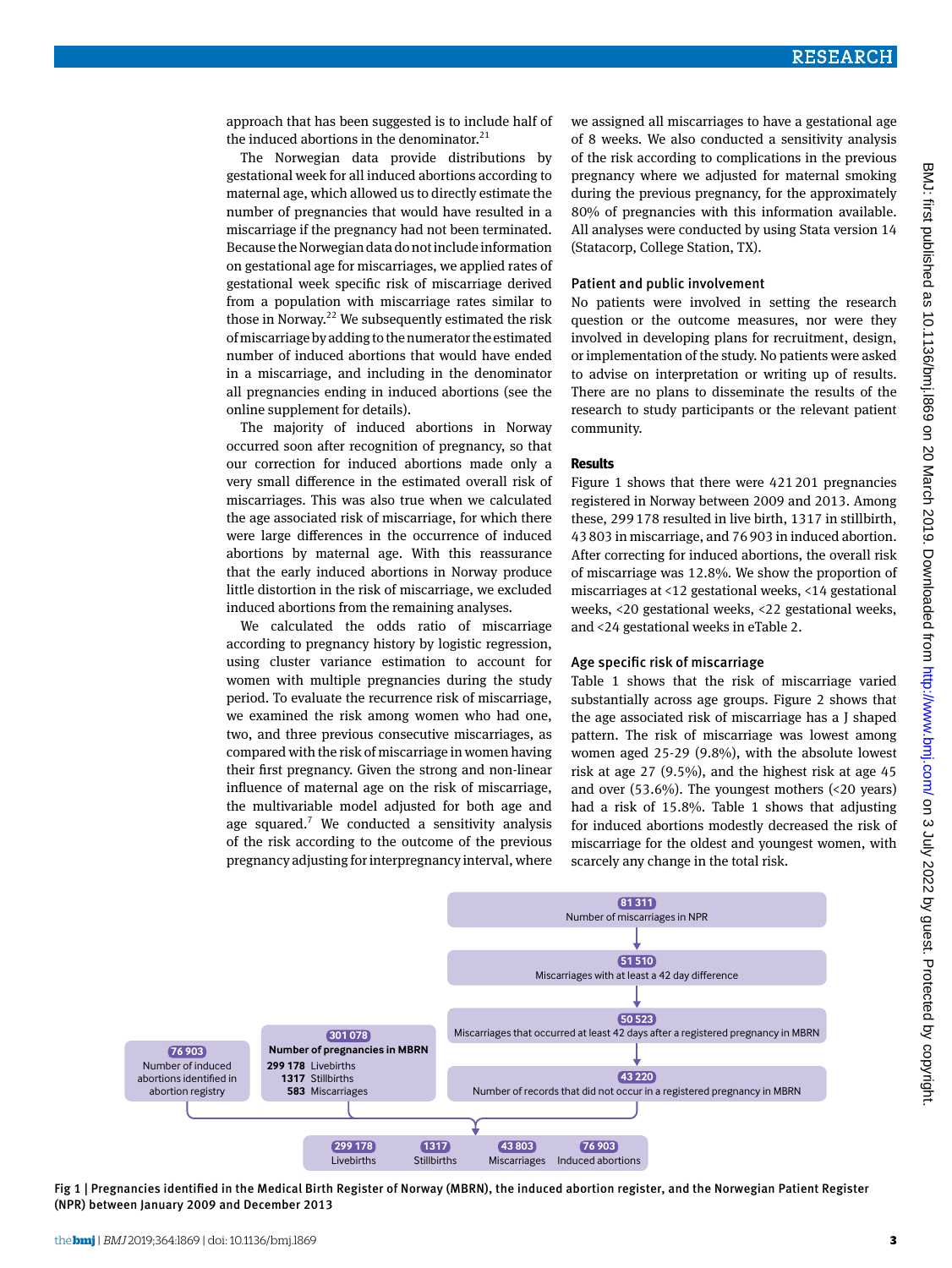approach that has been suggested is to include half of the induced abortions in the denominator.[21]

The Norwegian data provide distributions by gestational week for all induced abortions according to maternal age, which allowed us to directly estimate the number of pregnancies that would have resulted in a miscarriage if the pregnancy had not been terminated. Because the Norwegian data do not include information on gestational age for miscarriages, we applied rates of gestational week specific risk of miscarriage derived from a population with miscarriage rates similar to those in Norway.[22] We subsequently estimated the risk of miscarriage by adding to the numerator the estimated number of induced abortions that would have ended in a miscarriage, and including in the denominator all pregnancies ending in induced abortions (see the online supplement for details).

The majority of induced abortions in Norway occurred soon after recognition of pregnancy, so that our correction for induced abortions made only a very small difference in the estimated overall risk of miscarriages. This was also true when we calculated the age associated risk of miscarriage, for which there were large differences in the occurrence of induced abortions by maternal age. With this reassurance that the early induced abortions in Norway produce little distortion in the risk of miscarriage, we excluded induced abortions from the remaining analyses.

We calculated the odds ratio of miscarriage according to pregnancy history by logistic regression, using cluster variance estimation to account for women with multiple pregnancies during the study period. To evaluate the recurrence risk of miscarriage, we examined the risk among women who had one, two, and three previous consecutive miscarriages, as compared with the risk of miscarriage in women having their first pregnancy. Given the strong and non-linear influence of maternal age on the risk of miscarriage, the multivariable model adjusted for both age and age squared.[7] We conducted a sensitivity analysis of the risk according to the outcome of the previous pregnancy adjusting for interpregnancy interval, where we assigned all miscarriages to have a gestational age of 8 weeks. We also conducted a sensitivity analysis of the risk according to complications in the previous pregnancy where we adjusted for maternal smoking during the previous pregnancy, for the approximately 80% of pregnancies with this information available. All analyses were conducted by using Stata version 14 (Statacorp, College Station, TX).

### Patient and public involvement

No patients were involved in setting the research question or the outcome measures, nor were they involved in developing plans for recruitment, design, or implementation of the study. No patients were asked to advise on interpretation or writing up of results. There are no plans to disseminate the results of the research to study participants or the relevant patient community.

## Results

Figure 1 shows that there were 421 201 pregnancies registered in Norway between 2009 and 2013. Among these, 299 178 resulted in live birth, 1317 in stillbirth, 43 803 in miscarriage, and 76 903 in induced abortion. After correcting for induced abortions, the overall risk of miscarriage was 12.8%. We show the proportion of miscarriages at <12 gestational weeks, <14 gestational weeks, <20 gestational weeks, <22 gestational weeks, and <24 gestational weeks in eTable 2.

### Age specific risk of miscarriage

Table 1 shows that the risk of miscarriage varied substantially across age groups. Figure 2 shows that the age associated risk of miscarriage has a J shaped pattern. The risk of miscarriage was lowest among women aged 25-29 (9.8%), with the absolute lowest risk at age 27 (9.5%), and the highest risk at age 45 and over (53.6%). The youngest mothers (<20 years) had a risk of 15.8%. Table 1 shows that adjusting for induced abortions modestly decreased the risk of miscarriage for the oldest and youngest women, with scarcely any change in the total risk.

- **81 311** Number of miscarriages in NPR
  - → **51 510** Miscarriages with at least a 42 day difference
  - → **50 523** Miscarriages that occurred at least 42 days after a registered pregnancy in MBRN
  - → **43 220** Number of records that did not occur in a registered pregnancy in MBRN
- **76 903** Number of induced abortions identified in abortion registry
- **301 078** Number of pregnancies in MBRN: **299 178** Livebirths; **1317** Stillbirths; **583** Miscarriages

Combined: **299 178** Livebirths | **1317** Stillbirths | **43 803** Miscarriages | **76 903** Induced abortions

Fig 1 | Pregnancies identified in the Medical Birth Register of Norway (MBRN), the induced abortion register, and the Norwegian Patient Register (NPR) between January 2009 and December 2013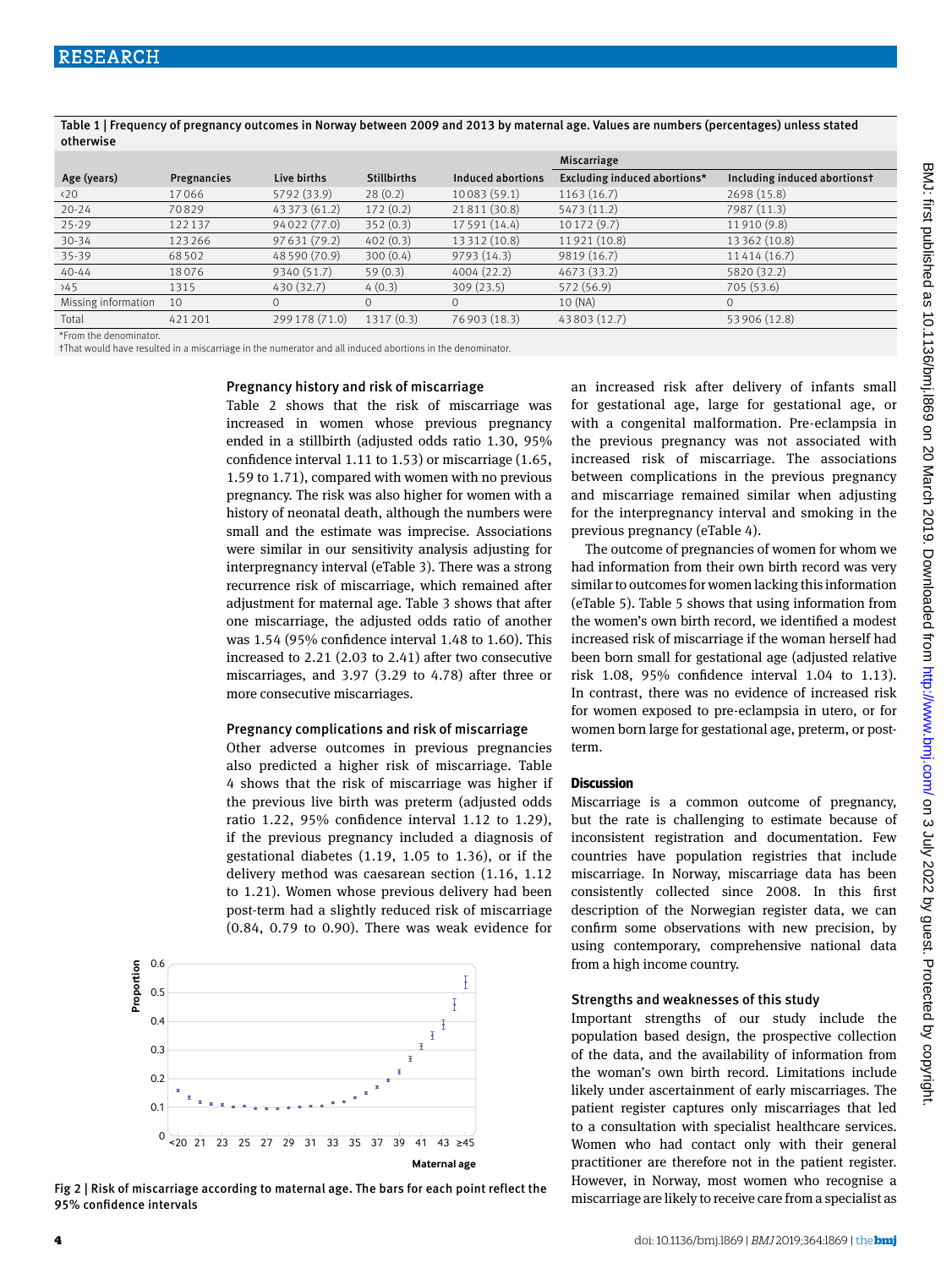Table 1 | Frequency of pregnancy outcomes in Norway between 2009 and 2013 by maternal age. Values are numbers (percentages) unless stated otherwise

| | | | | | Miscarriage | |
|---|---|---|---|---|---|---|
| Age (years) | Pregnancies | Live births | Stillbirths | Induced abortions | Excluding induced abortions* | Including induced abortions† |
| <20 | 17 066 | 5792 (33.9) | 28 (0.2) | 10 083 (59.1) | 1163 (16.7) | 2698 (15.8) |
| 20-24 | 70 829 | 43 373 (61.2) | 172 (0.2) | 21 811 (30.8) | 5473 (11.2) | 7987 (11.3) |
| 25-29 | 122 137 | 94 022 (77.0) | 352 (0.3) | 17 591 (14.4) | 10 172 (9.7) | 11 910 (9.8) |
| 30-34 | 123 266 | 97 631 (79.2) | 402 (0.3) | 13 312 (10.8) | 11 921 (10.8) | 13 362 (10.8) |
| 35-39 | 68 502 | 48 590 (70.9) | 300 (0.4) | 9793 (14.3) | 9819 (16.7) | 11 414 (16.7) |
| 40-44 | 18 076 | 9340 (51.7) | 59 (0.3) | 4004 (22.2) | 4673 (33.2) | 5820 (32.2) |
| >45 | 1315 | 430 (32.7) | 4 (0.3) | 309 (23.5) | 572 (56.9) | 705 (53.6) |
| Missing information | 10 | 0 | 0 | 0 | 10 (NA) | 0 |
| Total | 421 201 | 299 178 (71.0) | 1317 (0.3) | 76 903 (18.3) | 43 803 (12.7) | 53 906 (12.8) |

*From the denominator.
†That would have resulted in a miscarriage in the numerator and all induced abortions in the denominator.

### Pregnancy history and risk of miscarriage

Table 2 shows that the risk of miscarriage was increased in women whose previous pregnancy ended in a stillbirth (adjusted odds ratio 1.30, 95% confidence interval 1.11 to 1.53) or miscarriage (1.65, 1.59 to 1.71), compared with women with no previous pregnancy. The risk was also higher for women with a history of neonatal death, although the numbers were small and the estimate was imprecise. Associations were similar in our sensitivity analysis adjusting for interpregnancy interval (eTable 3). There was a strong recurrence risk of miscarriage, which remained after adjustment for maternal age. Table 3 shows that after one miscarriage, the adjusted odds ratio of another was 1.54 (95% confidence interval 1.48 to 1.60). This increased to 2.21 (2.03 to 2.41) after two consecutive miscarriages, and 3.97 (3.29 to 4.78) after three or more consecutive miscarriages.

### Pregnancy complications and risk of miscarriage

Other adverse outcomes in previous pregnancies also predicted a higher risk of miscarriage. Table 4 shows that the risk of miscarriage was higher if the previous live birth was preterm (adjusted odds ratio 1.22, 95% confidence interval 1.12 to 1.29), if the previous pregnancy included a diagnosis of gestational diabetes (1.19, 1.05 to 1.36), or if the delivery method was caesarean section (1.16, 1.12 to 1.21). Women whose previous delivery had been post-term had a slightly reduced risk of miscarriage (0.84, 0.79 to 0.90). There was weak evidence for an increased risk after delivery of infants small for gestational age, large for gestational age, or with a congenital malformation. Pre-eclampsia in the previous pregnancy was not associated with increased risk of miscarriage. The associations between complications in the previous pregnancy and miscarriage remained similar when adjusting for the interpregnancy interval and smoking in the previous pregnancy (eTable 4).

The outcome of pregnancies of women for whom we had information from their own birth record was very similar to outcomes for women lacking this information (eTable 5). Table 5 shows that using information from the women's own birth record, we identified a modest increased risk of miscarriage if the woman herself had been born small for gestational age (adjusted relative risk 1.08, 95% confidence interval 1.04 to 1.13). In contrast, there was no evidence of increased risk for women exposed to pre-eclampsia in utero, or for women born large for gestational age, preterm, or post-term.

Fig 2 | Risk of miscarriage according to maternal age. The bars for each point reflect the 95% confidence intervals

## Discussion

Miscarriage is a common outcome of pregnancy, but the rate is challenging to estimate because of inconsistent registration and documentation. Few countries have population registries that include miscarriage. In Norway, miscarriage data has been consistently collected since 2008. In this first description of the Norwegian register data, we can confirm some observations with new precision, by using contemporary, comprehensive national data from a high income country.

### Strengths and weaknesses of this study

Important strengths of our study include the population based design, the prospective collection of the data, and the availability of information from the woman's own birth record. Limitations include likely under ascertainment of early miscarriages. The patient register captures only miscarriages that led to a consultation with specialist healthcare services. Women who had contact only with their general practitioner are therefore not in the patient register. However, in Norway, most women who recognise a miscarriage are likely to receive care from a specialist as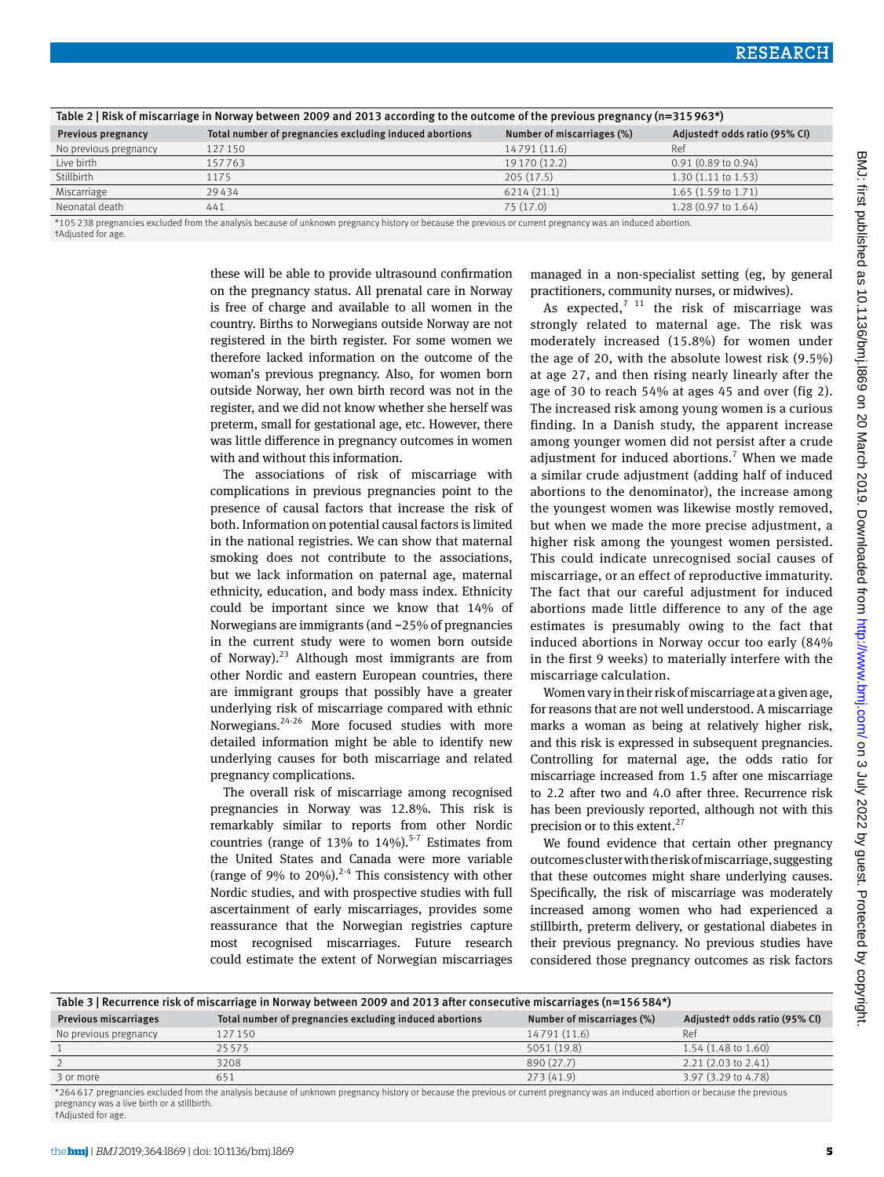Table 2 | Risk of miscarriage in Norway between 2009 and 2013 according to the outcome of the previous pregnancy (n=315 963*)

| Previous pregnancy | Total number of pregnancies excluding induced abortions | Number of miscarriages (%) | Adjusted† odds ratio (95% CI) |
|---|---|---|---|
| No previous pregnancy | 127 150 | 14 791 (11.6) | Ref |
| Live birth | 157 763 | 19 170 (12.2) | 0.91 (0.89 to 0.94) |
| Stillbirth | 1175 | 205 (17.5) | 1.30 (1.11 to 1.53) |
| Miscarriage | 29 434 | 6214 (21.1) | 1.65 (1.59 to 1.71) |
| Neonatal death | 441 | 75 (17.0) | 1.28 (0.97 to 1.64) |

*105 238 pregnancies excluded from the analysis because of unknown pregnancy history or because the previous or current pregnancy was an induced abortion.
†Adjusted for age.

these will be able to provide ultrasound confirmation on the pregnancy status. All prenatal care in Norway is free of charge and available to all women in the country. Births to Norwegians outside Norway are not registered in the birth register. For some women we therefore lacked information on the outcome of the woman's previous pregnancy. Also, for women born outside Norway, her own birth record was not in the register, and we did not know whether she herself was preterm, small for gestational age, etc. However, there was little difference in pregnancy outcomes in women with and without this information.

The associations of risk of miscarriage with complications in previous pregnancies point to the presence of causal factors that increase the risk of both. Information on potential causal factors is limited in the national registries. We can show that maternal smoking does not contribute to the associations, but we lack information on paternal age, maternal ethnicity, education, and body mass index. Ethnicity could be important since we know that 14% of Norwegians are immigrants (and ~25% of pregnancies in the current study were to women born outside of Norway).[23] Although most immigrants are from other Nordic and eastern European countries, there are immigrant groups that possibly have a greater underlying risk of miscarriage compared with ethnic Norwegians.[24-26] More focused studies with more detailed information might be able to identify new underlying causes for both miscarriage and related pregnancy complications.

The overall risk of miscarriage among recognised pregnancies in Norway was 12.8%. This risk is remarkably similar to reports from other Nordic countries (range of 13% to 14%).[5-7] Estimates from the United States and Canada were more variable (range of 9% to 20%).[2-4] This consistency with other Nordic studies, and with prospective studies with full ascertainment of early miscarriages, provides some reassurance that the Norwegian registries capture most recognised miscarriages. Future research could estimate the extent of Norwegian miscarriages managed in a non-specialist setting (eg, by general practitioners, community nurses, or midwives).

As expected,[7 11] the risk of miscarriage was strongly related to maternal age. The risk was moderately increased (15.8%) for women under the age of 20, with the absolute lowest risk (9.5%) at age 27, and then rising nearly linearly after the age of 30 to reach 54% at ages 45 and over (fig 2). The increased risk among young women is a curious finding. In a Danish study, the apparent increase among younger women did not persist after a crude adjustment for induced abortions.[7] When we made a similar crude adjustment (adding half of induced abortions to the denominator), the increase among the youngest women was likewise mostly removed, but when we made the more precise adjustment, a higher risk among the youngest women persisted. This could indicate unrecognised social causes of miscarriage, or an effect of reproductive immaturity. The fact that our careful adjustment for induced abortions made little difference to any of the age estimates is presumably owing to the fact that induced abortions in Norway occur too early (84% in the first 9 weeks) to materially interfere with the miscarriage calculation.

Women vary in their risk of miscarriage at a given age, for reasons that are not well understood. A miscarriage marks a woman as being at relatively higher risk, and this risk is expressed in subsequent pregnancies. Controlling for maternal age, the odds ratio for miscarriage increased from 1.5 after one miscarriage to 2.2 after two and 4.0 after three. Recurrence risk has been previously reported, although not with this precision or to this extent.[27]

We found evidence that certain other pregnancy outcomes cluster with the risk of miscarriage, suggesting that these outcomes might share underlying causes. Specifically, the risk of miscarriage was moderately increased among women who had experienced a stillbirth, preterm delivery, or gestational diabetes in their previous pregnancy. No previous studies have considered those pregnancy outcomes as risk factors

Table 3 | Recurrence risk of miscarriage in Norway between 2009 and 2013 after consecutive miscarriages (n=156 584*)

| Previous miscarriages | Total number of pregnancies excluding induced abortions | Number of miscarriages (%) | Adjusted† odds ratio (95% CI) |
|---|---|---|---|
| No previous pregnancy | 127 150 | 14 791 (11.6) | Ref |
| 1 | 25 575 | 5051 (19.8) | 1.54 (1.48 to 1.60) |
| 2 | 3208 | 890 (27.7) | 2.21 (2.03 to 2.41) |
| 3 or more | 651 | 273 (41.9) | 3.97 (3.29 to 4.78) |

*264 617 pregnancies excluded from the analysis because of unknown pregnancy history or because the previous or current pregnancy was an induced abortion or because the previous pregnancy was a live birth or a stillbirth.
†Adjusted for age.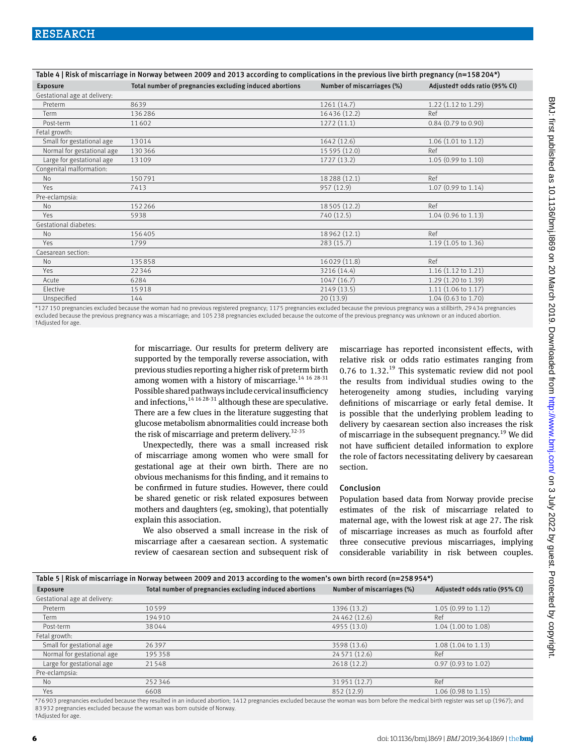Table 4 | Risk of miscarriage in Norway between 2009 and 2013 according to complications in the previous live birth pregnancy (n=158 204*)

| Exposure | Total number of pregnancies excluding induced abortions | Number of miscarriages (%) | Adjusted† odds ratio (95% CI) |
|---|---|---|---|
| Gestational age at delivery: | | | |
| Preterm | 8639 | 1261 (14.7) | 1.22 (1.12 to 1.29) |
| Term | 136 286 | 16 436 (12.2) | Ref |
| Post-term | 11 602 | 1272 (11.1) | 0.84 (0.79 to 0.90) |
| Fetal growth: | | | |
| Small for gestational age | 13 014 | 1642 (12.6) | 1.06 (1.01 to 1.12) |
| Normal for gestational age | 130 366 | 15 595 (12.0) | Ref |
| Large for gestational age | 13 109 | 1727 (13.2) | 1.05 (0.99 to 1.10) |
| Congenital malformation: | | | |
| No | 150 791 | 18 288 (12.1) | Ref |
| Yes | 7413 | 957 (12.9) | 1.07 (0.99 to 1.14) |
| Pre-eclampsia: | | | |
| No | 152 266 | 18 505 (12.2) | Ref |
| Yes | 5938 | 740 (12.5) | 1.04 (0.96 to 1.13) |
| Gestational diabetes: | | | |
| No | 156 405 | 18 962 (12.1) | Ref |
| Yes | 1799 | 283 (15.7) | 1.19 (1.05 to 1.36) |
| Caesarean section: | | | |
| No | 135 858 | 16 029 (11.8) | Ref |
| Yes | 22 346 | 3216 (14.4) | 1.16 (1.12 to 1.21) |
| Acute | 6284 | 1047 (16.7) | 1.29 (1.20 to 1.39) |
| Elective | 15 918 | 2149 (13.5) | 1.11 (1.06 to 1.17) |
| Unspecified | 144 | 20 (13.9) | 1.04 (0.63 to 1.70) |

*127 150 pregnancies excluded because the woman had no previous registered pregnancy; 1175 pregnancies excluded because the previous pregnancy was a stillbirth, 29 434 pregnancies excluded because the previous pregnancy was a miscarriage; and 105 238 pregnancies excluded because the outcome of the previous pregnancy was unknown or an induced abortion.
†Adjusted for age.

for miscarriage. Our results for preterm delivery are supported by the temporally reverse association, with previous studies reporting a higher risk of preterm birth among women with a history of miscarriage.[14 16 28-31] Possible shared pathways include cervical insufficiency and infections,[14 16 28-31] although these are speculative. There are a few clues in the literature suggesting that glucose metabolism abnormalities could increase both the risk of miscarriage and preterm delivery.[32-35]

Unexpectedly, there was a small increased risk of miscarriage among women who were small for gestational age at their own birth. There are no obvious mechanisms for this finding, and it remains to be confirmed in future studies. However, there could be shared genetic or risk related exposures between mothers and daughters (eg, smoking), that potentially explain this association.

We also observed a small increase in the risk of miscarriage after a caesarean section. A systematic review of caesarean section and subsequent risk of miscarriage has reported inconsistent effects, with relative risk or odds ratio estimates ranging from 0.76 to 1.32.[19] This systematic review did not pool the results from individual studies owing to the heterogeneity among studies, including varying definitions of miscarriage or early fetal demise. It is possible that the underlying problem leading to delivery by caesarean section also increases the risk of miscarriage in the subsequent pregnancy.[19] We did not have sufficient detailed information to explore the role of factors necessitating delivery by caesarean section.

## Conclusion

Population based data from Norway provide precise estimates of the risk of miscarriage related to maternal age, with the lowest risk at age 27. The risk of miscarriage increases as much as fourfold after three consecutive previous miscarriages, implying considerable variability in risk between couples.

Table 5 | Risk of miscarriage in Norway between 2009 and 2013 according to the women's own birth record (n=258 954*)

| Exposure | Total number of pregnancies excluding induced abortions | Number of miscarriages (%) | Adjusted† odds ratio (95% CI) |
|---|---|---|---|
| Gestational age at delivery: | | | |
| Preterm | 10 599 | 1396 (13.2) | 1.05 (0.99 to 1.12) |
| Term | 194 910 | 24 462 (12.6) | Ref |
| Post-term | 38 044 | 4955 (13.0) | 1.04 (1.00 to 1.08) |
| Fetal growth: | | | |
| Small for gestational age | 26 397 | 3598 (13.6) | 1.08 (1.04 to 1.13) |
| Normal for gestational age | 195 358 | 24 571 (12.6) | Ref |
| Large for gestational age | 21 548 | 2618 (12.2) | 0.97 (0.93 to 1.02) |
| Pre-eclampsia: | | | |
| No | 252 346 | 31 951 (12.7) | Ref |
| Yes | 6608 | 852 (12.9) | 1.06 (0.98 to 1.15) |

*76 903 pregnancies excluded because they resulted in an induced abortion; 1412 pregnancies excluded because the woman was born before the medical birth register was set up (1967); and 83 932 pregnancies excluded because the woman was born outside of Norway.
†Adjusted for age.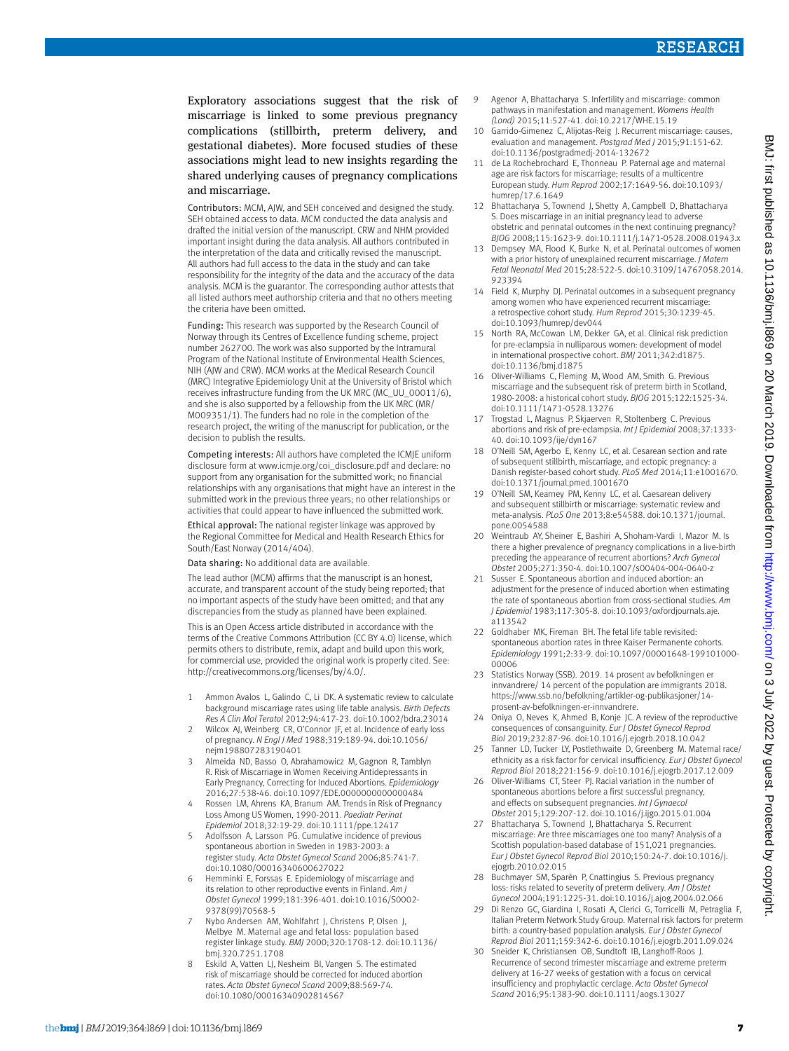Exploratory associations suggest that the risk of miscarriage is linked to some previous pregnancy complications (stillbirth, preterm delivery, and gestational diabetes). More focused studies of these associations might lead to new insights regarding the shared underlying causes of pregnancy complications and miscarriage.

**Contributors:** MCM, AJW, and SEH conceived and designed the study. SEH obtained access to data. MCM conducted the data analysis and drafted the initial version of the manuscript. CRW and NHM provided important insight during the data analysis. All authors contributed in the interpretation of the data and critically revised the manuscript. All authors had full access to the data in the study and can take responsibility for the integrity of the data and the accuracy of the data analysis. MCM is the guarantor. The corresponding author attests that all listed authors meet authorship criteria and that no others meeting the criteria have been omitted.

**Funding:** This research was supported by the Research Council of Norway through its Centres of Excellence funding scheme, project number 262700. The work was also supported by the Intramural Program of the National Institute of Environmental Health Sciences, NIH (AJW and CRW). MCM works at the Medical Research Council (MRC) Integrative Epidemiology Unit at the University of Bristol which receives infrastructure funding from the UK MRC (MC_UU_00011/6), and she is also supported by a fellowship from the UK MRC (MR/M009351/1). The funders had no role in the completion of the research project, the writing of the manuscript for publication, or the decision to publish the results.

**Competing interests:** All authors have completed the ICMJE uniform disclosure form at www.icmje.org/coi_disclosure.pdf and declare: no support from any organisation for the submitted work; no financial relationships with any organisations that might have an interest in the submitted work in the previous three years; no other relationships or activities that could appear to have influenced the submitted work.

**Ethical approval:** The national register linkage was approved by the Regional Committee for Medical and Health Research Ethics for South/East Norway (2014/404).

**Data sharing:** No additional data are available.

The lead author (MCM) affirms that the manuscript is an honest, accurate, and transparent account of the study being reported; that no important aspects of the study have been omitted; and that any discrepancies from the study as planned have been explained.

This is an Open Access article distributed in accordance with the terms of the Creative Commons Attribution (CC BY 4.0) license, which permits others to distribute, remix, adapt and build upon this work, for commercial use, provided the original work is properly cited. See: http://creativecommons.org/licenses/by/4.0/.

1. Ammon Avalos L, Galindo C, Li DK. A systematic review to calculate background miscarriage rates using life table analysis. *Birth Defects Res A Clin Mol Teratol* 2012;94:417-23. doi:10.1002/bdra.23014
2. Wilcox AJ, Weinberg CR, O'Connor JF, et al. Incidence of early loss of pregnancy. *N Engl J Med* 1988;319:189-94. doi:10.1056/nejm198807283190401
3. Almeida ND, Basso O, Abrahamowicz M, Gagnon R, Tamblyn R. Risk of Miscarriage in Women Receiving Antidepressants in Early Pregnancy, Correcting for Induced Abortions. *Epidemiology* 2016;27:538-46. doi:10.1097/EDE.0000000000000484
4. Rossen LM, Ahrens KA, Branum AM. Trends in Risk of Pregnancy Loss Among US Women, 1990-2011. *Paediatr Perinat Epidemiol* 2018;32:19-29. doi:10.1111/ppe.12417
5. Adolfsson A, Larsson PG. Cumulative incidence of previous spontaneous abortion in Sweden in 1983-2003: a register study. *Acta Obstet Gynecol Scand* 2006;85:741-7. doi:10.1080/00016340600627022
6. Hemminki E, Forssas E. Epidemiology of miscarriage and its relation to other reproductive events in Finland. *Am J Obstet Gynecol* 1999;181:396-401. doi:10.1016/S0002-9378(99)70568-5
7. Nybo Andersen AM, Wohlfahrt J, Christens P, Olsen J, Melbye M. Maternal age and fetal loss: population based register linkage study. *BMJ* 2000;320:1708-12. doi:10.1136/bmj.320.7251.1708
8. Eskild A, Vatten LJ, Nesheim BI, Vangen S. The estimated risk of miscarriage should be corrected for induced abortion rates. *Acta Obstet Gynecol Scand* 2009;88:569-74. doi:10.1080/00016340902814567
9. Agenor A, Bhattacharya S. Infertility and miscarriage: common pathways in manifestation and management. *Womens Health (Lond)* 2015;11:527-41. doi:10.2217/WHE.15.19
10. Garrido-Gimenez C, Alijotas-Reig J. Recurrent miscarriage: causes, evaluation and management. *Postgrad Med J* 2015;91:151-62. doi:10.1136/postgradmedj-2014-132672
11. de La Rochebrochard E, Thonneau P. Paternal age and maternal age are risk factors for miscarriage; results of a multicentre European study. *Hum Reprod* 2002;17:1649-56. doi:10.1093/humrep/17.6.1649
12. Bhattacharya S, Townend J, Shetty A, Campbell D, Bhattacharya S. Does miscarriage in an initial pregnancy lead to adverse obstetric and perinatal outcomes in the next continuing pregnancy? *BJOG* 2008;115:1623-9. doi:10.1111/j.1471-0528.2008.01943.x
13. Dempsey MA, Flood K, Burke N, et al. Perinatal outcomes of women with a prior history of unexplained recurrent miscarriage. *J Matern Fetal Neonatal Med* 2015;28:522-5. doi:10.3109/14767058.2014.923394
14. Field K, Murphy DJ. Perinatal outcomes in a subsequent pregnancy among women who have experienced recurrent miscarriage: a retrospective cohort study. *Hum Reprod* 2015;30:1239-45. doi:10.1093/humrep/dev044
15. North RA, McCowan LM, Dekker GA, et al. Clinical risk prediction for pre-eclampsia in nulliparous women: development of model in international prospective cohort. *BMJ* 2011;342:d1875. doi:10.1136/bmj.d1875
16. Oliver-Williams C, Fleming M, Wood AM, Smith G. Previous miscarriage and the subsequent risk of preterm birth in Scotland, 1980-2008: a historical cohort study. *BJOG* 2015;122:1525-34. doi:10.1111/1471-0528.13276
17. Trogstad L, Magnus P, Skjaerven R, Stoltenberg C. Previous abortions and risk of pre-eclampsia. *Int J Epidemiol* 2008;37:1333-40. doi:10.1093/ije/dyn167
18. O'Neill SM, Agerbo E, Kenny LC, et al. Cesarean section and rate of subsequent stillbirth, miscarriage, and ectopic pregnancy: a Danish register-based cohort study. *PLoS Med* 2014;11:e1001670. doi:10.1371/journal.pmed.1001670
19. O'Neill SM, Kearney PM, Kenny LC, et al. Caesarean delivery and subsequent stillbirth or miscarriage: systematic review and meta-analysis. *PLoS One* 2013;8:e54588. doi:10.1371/journal.pone.0054588
20. Weintraub AY, Sheiner E, Bashiri A, Shoham-Vardi I, Mazor M. Is there a higher prevalence of pregnancy complications in a live-birth preceding the appearance of recurrent abortions? *Arch Gynecol Obstet* 2005;271:350-4. doi:10.1007/s00404-004-0640-z
21. Susser E. Spontaneous abortion and induced abortion: an adjustment for the presence of induced abortion when estimating the rate of spontaneous abortion from cross-sectional studies. *Am J Epidemiol* 1983;117:305-8. doi:10.1093/oxfordjournals.aje.a113542
22. Goldhaber MK, Fireman BH. The fetal life table revisited: spontaneous abortion rates in three Kaiser Permanente cohorts. *Epidemiology* 1991;2:33-9. doi:10.1097/00001648-199101000-00006
23. Statistics Norway (SSB). 2019. 14 prosent av befolkningen er innvandrere/ 14 percent of the population are immigrants 2018. https://www.ssb.no/befolkning/artikler-og-publikasjoner/14-prosent-av-befolkningen-er-innvandrere.
24. Oniya O, Neves K, Ahmed B, Konje JC. A review of the reproductive consequences of consanguinity. *Eur J Obstet Gynecol Reprod Biol* 2019;232:87-96. doi:10.1016/j.ejogrb.2018.10.042
25. Tanner LD, Tucker LY, Postlethwaite D, Greenberg M. Maternal race/ethnicity as a risk factor for cervical insufficiency. *Eur J Obstet Gynecol Reprod Biol* 2018;221:156-9. doi:10.1016/j.ejogrb.2017.12.009
26. Oliver-Williams CT, Steer PJ. Racial variation in the number of spontaneous abortions before a first successful pregnancy, and effects on subsequent pregnancies. *Int J Gynaecol Obstet* 2015;129:207-12. doi:10.1016/j.ijgo.2015.01.004
27. Bhattacharya S, Townend J, Bhattacharya S. Recurrent miscarriage: Are three miscarriages one too many? Analysis of a Scottish population-based database of 151,021 pregnancies. *Eur J Obstet Gynecol Reprod Biol* 2010;150:24-7. doi:10.1016/j.ejogrb.2010.02.015
28. Buchmayer SM, Sparén P, Cnattingius S. Previous pregnancy loss: risks related to severity of preterm delivery. *Am J Obstet Gynecol* 2004;191:1225-31. doi:10.1016/j.ajog.2004.02.066
29. Di Renzo GC, Giardina I, Rosati A, Clerici G, Torricelli M, Petraglia F, Italian Preterm Network Study Group. Maternal risk factors for preterm birth: a country-based population analysis. *Eur J Obstet Gynecol Reprod Biol* 2011;159:342-6. doi:10.1016/j.ejogrb.2011.09.024
30. Sneider K, Christiansen OB, Sundtoft IB, Langhoff-Roos J. Recurrence of second trimester miscarriage and extreme preterm delivery at 16-27 weeks of gestation with a focus on cervical insufficiency and prophylactic cerclage. *Acta Obstet Gynecol Scand* 2016;95:1383-90. doi:10.1111/aogs.13027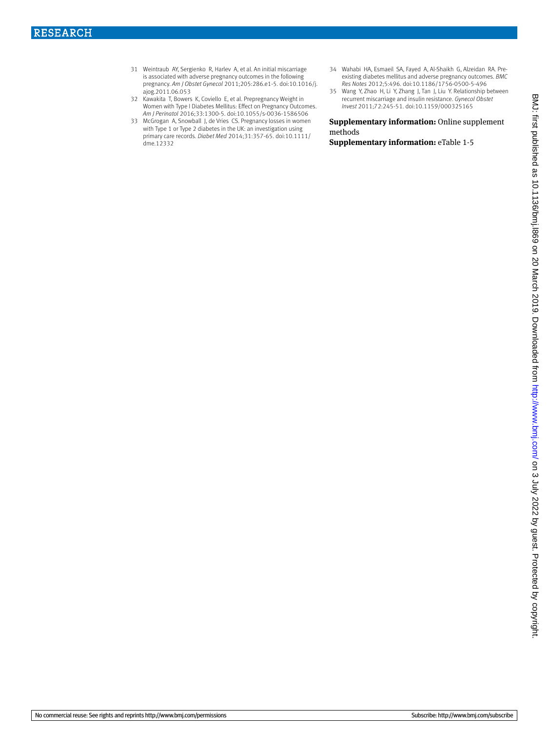31 Weintraub AY, Sergienko R, Harlev A, et al. An initial miscarriage is associated with adverse pregnancy outcomes in the following pregnancy. *Am J Obstet Gynecol* 2011;205:286.e1-5. doi:10.1016/j.ajog.2011.06.053

32 Kawakita T, Bowers K, Coviello E, et al. Prepregnancy Weight in Women with Type I Diabetes Mellitus: Effect on Pregnancy Outcomes. *Am J Perinatol* 2016;33:1300-5. doi:10.1055/s-0036-1586506

33 McGrogan A, Snowball J, de Vries CS. Pregnancy losses in women with Type 1 or Type 2 diabetes in the UK: an investigation using primary care records. *Diabet Med* 2014;31:357-65. doi:10.1111/dme.12332

34 Wahabi HA, Esmaeil SA, Fayed A, Al-Shaikh G, Alzeidan RA. Pre-existing diabetes mellitus and adverse pregnancy outcomes. *BMC Res Notes* 2012;5:496. doi:10.1186/1756-0500-5-496

35 Wang Y, Zhao H, Li Y, Zhang J, Tan J, Liu Y. Relationship between recurrent miscarriage and insulin resistance. *Gynecol Obstet Invest* 2011;72:245-51. doi:10.1159/000325165

**Supplementary information:** Online supplement methods

**Supplementary information:** eTable 1-5